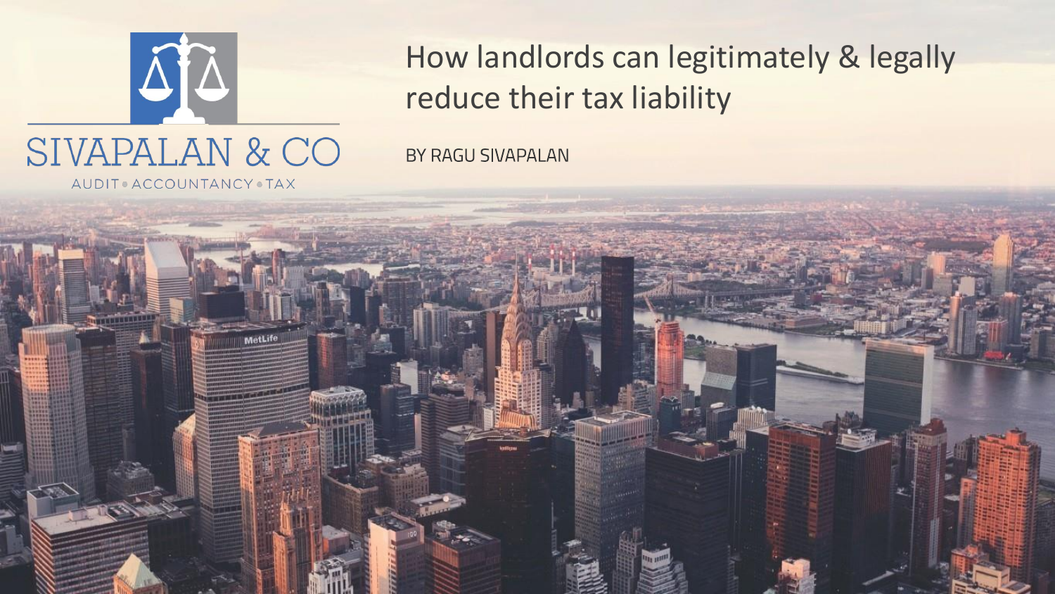SIVAPALAN & CO

AUDIT • ACCOUNTANCY • TAX

# How landlords can legitimately & legally reduce their tax liability

BY RAGU SIVAPALAN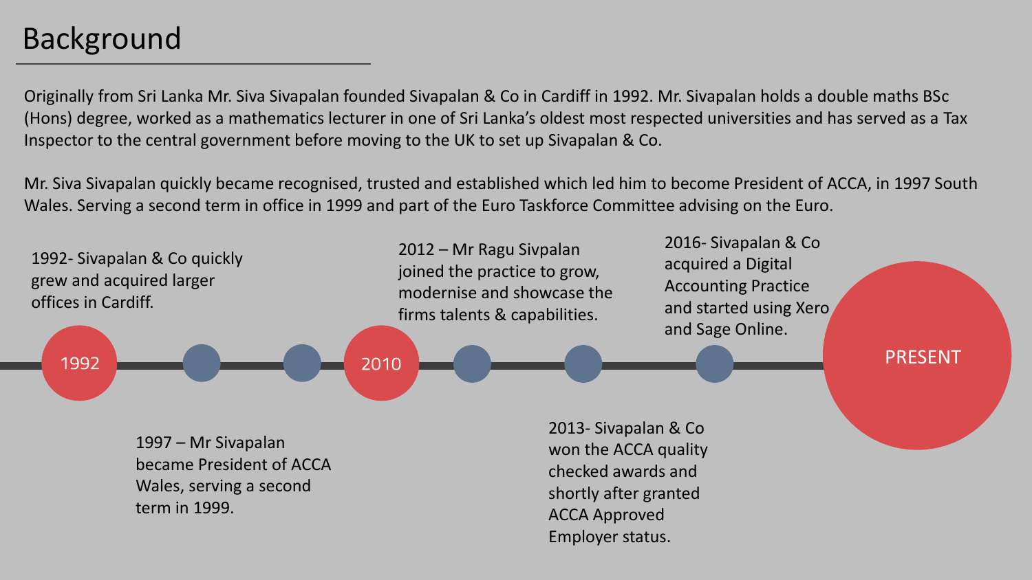# Background

Originally from Sri Lanka Mr. Siva Sivapalan founded Sivapalan & Co in Cardiff in 1992. Mr. Sivapalan holds a double maths BSc (Hons) degree, worked as a mathematics lecturer in one of Sri Lanka's oldest most respected universities and has served as a Tax Inspector to the central government before moving to the UK to set up Sivapalan & Co.

Mr. Siva Sivapalan quickly became recognised, trusted and established which led him to become President of ACCA, in 1997 South Wales. Serving a second term in office in 1999 and part of the Euro Taskforce Committee advising on the Euro.

- **1992** - Sivapalan & Co quickly grew and acquired larger offices in Cardiff.
- **1997** – Mr Sivapalan became President of ACCA Wales, serving a second term in 1999.
- **2010**
- **2012** – Mr Ragu Sivpalan joined the practice to grow, modernise and showcase the firms talents & capabilities.
- **2013** - Sivapalan & Co won the ACCA quality checked awards and shortly after granted ACCA Approved Employer status.
- **2016** - Sivapalan & Co acquired a Digital Accounting Practice and started using Xero and Sage Online.
- **PRESENT**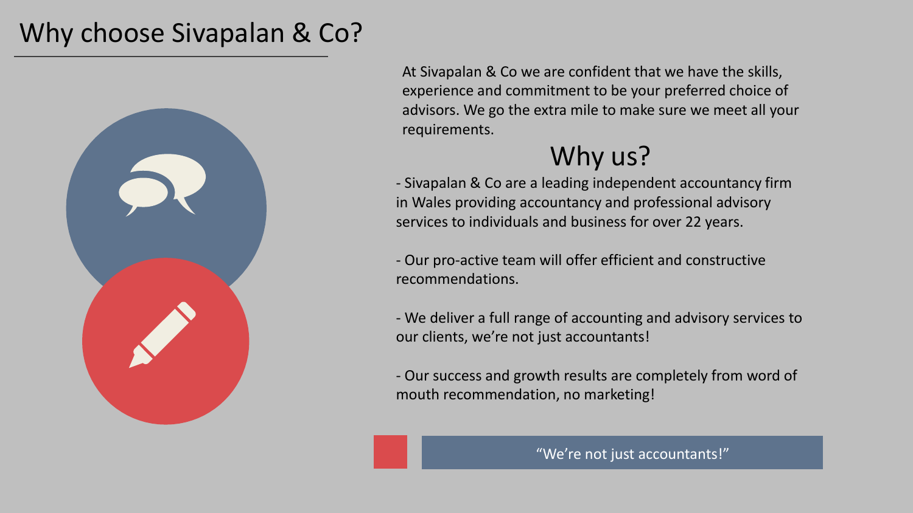# Why choose Sivapalan & Co?

At Sivapalan & Co we are confident that we have the skills, experience and commitment to be your preferred choice of advisors. We go the extra mile to make sure we meet all your requirements.

## Why us?

- Sivapalan & Co are a leading independent accountancy firm in Wales providing accountancy and professional advisory services to individuals and business for over 22 years.

- Our pro-active team will offer efficient and constructive recommendations.

- We deliver a full range of accounting and advisory services to our clients, we're not just accountants!

- Our success and growth results are completely from word of mouth recommendation, no marketing!

"We're not just accountants!"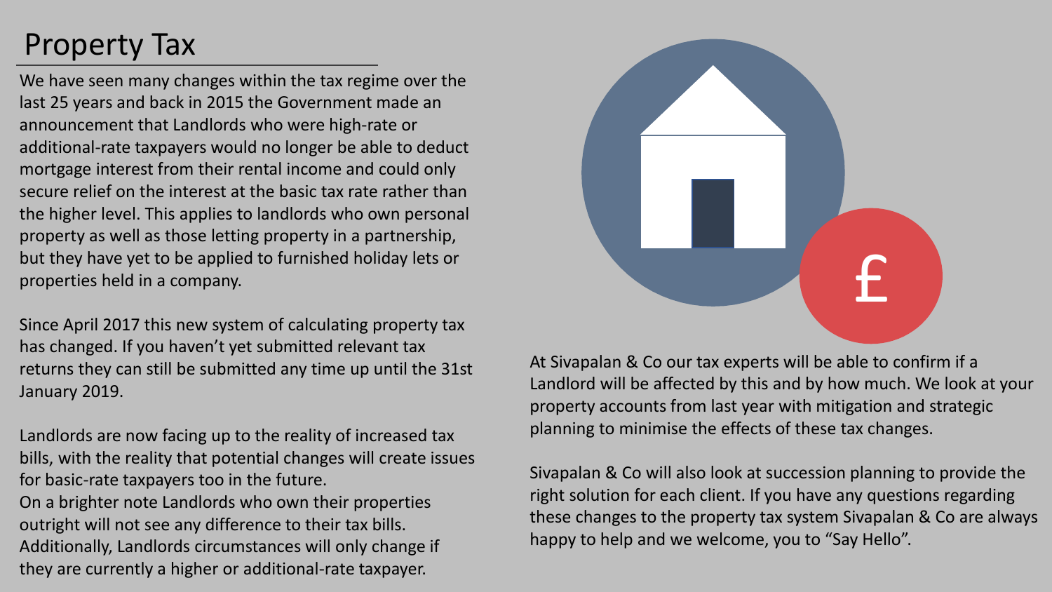# Property Tax

We have seen many changes within the tax regime over the last 25 years and back in 2015 the Government made an announcement that Landlords who were high-rate or additional-rate taxpayers would no longer be able to deduct mortgage interest from their rental income and could only secure relief on the interest at the basic tax rate rather than the higher level. This applies to landlords who own personal property as well as those letting property in a partnership, but they have yet to be applied to furnished holiday lets or properties held in a company.

Since April 2017 this new system of calculating property tax has changed. If you haven't yet submitted relevant tax returns they can still be submitted any time up until the 31st January 2019.

Landlords are now facing up to the reality of increased tax bills, with the reality that potential changes will create issues for basic-rate taxpayers too in the future.
On a brighter note Landlords who own their properties outright will not see any difference to their tax bills. Additionally, Landlords circumstances will only change if they are currently a higher or additional-rate taxpayer.

At Sivapalan & Co our tax experts will be able to confirm if a Landlord will be affected by this and by how much. We look at your property accounts from last year with mitigation and strategic planning to minimise the effects of these tax changes.

Sivapalan & Co will also look at succession planning to provide the right solution for each client. If you have any questions regarding these changes to the property tax system Sivapalan & Co are always happy to help and we welcome, you to "Say Hello".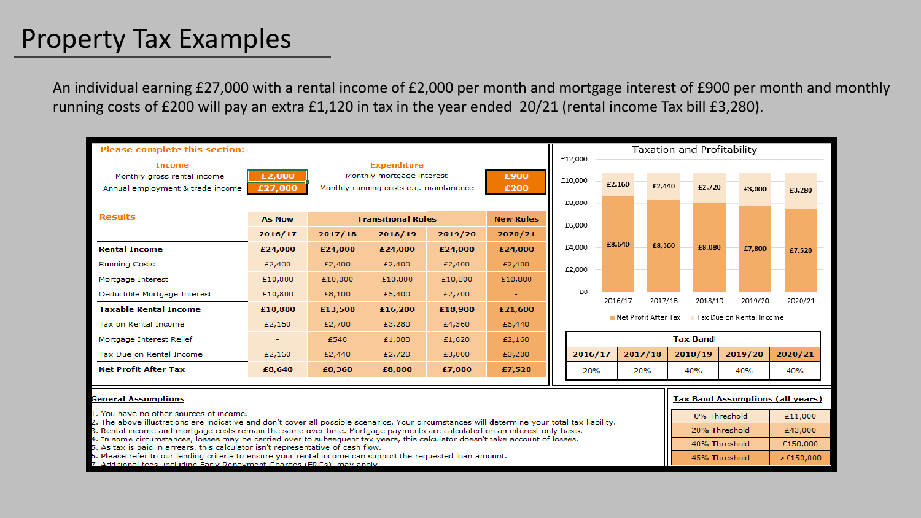# Property Tax Examples

An individual earning £27,000 with a rental income of £2,000 per month and mortgage interest of £900 per month and monthly running costs of £200 will pay an extra £1,120 in tax in the year ended 20/21 (rental income Tax bill £3,280).

**Please complete this section:**

| Income | | Expenditure | |
|---|---|---|---|
| Monthly gross rental income | £2,000 | Monthly mortgage interest | £900 |
| Annual employment & trade income | £27,000 | Monthly running costs e.g. maintenance | £200 |

**Results**

| | As Now | Transitional Rules | | | New Rules |
|---|---|---|---|---|---|
| | 2016/17 | 2017/18 | 2018/19 | 2019/20 | 2020/21 |
| **Rental Income** | £24,000 | £24,000 | £24,000 | £24,000 | £24,000 |
| Running Costs | £2,400 | £2,400 | £2,400 | £2,400 | £2,400 |
| Mortgage Interest | £10,800 | £10,800 | £10,800 | £10,800 | £10,800 |
| Deductible Mortgage Interest | £10,800 | £8,100 | £5,400 | £2,700 | - |
| **Taxable Rental Income** | £10,800 | £13,500 | £16,200 | £18,900 | £21,600 |
| Tax on Rental Income | £2,160 | £2,700 | £3,280 | £4,360 | £5,440 |
| Mortgage Interest Relief | - | £540 | £1,080 | £1,620 | £2,160 |
| Tax Due on Rental Income | £2,160 | £2,440 | £2,720 | £3,000 | £3,280 |
| **Net Profit After Tax** | £8,640 | £8,360 | £8,080 | £7,800 | £7,520 |

**Taxation and Profitability**

| | 2016/17 | 2017/18 | 2018/19 | 2019/20 | 2020/21 |
|---|---|---|---|---|---|
| Net Profit After Tax | £8,640 | £8,360 | £8,080 | £7,800 | £7,520 |
| Tax Due on Rental Income | £2,160 | £2,440 | £2,720 | £3,000 | £3,280 |

**Tax Band**

| 2016/17 | 2017/18 | 2018/19 | 2019/20 | 2020/21 |
|---|---|---|---|---|
| 20% | 20% | 40% | 40% | 40% |

**General Assumptions**

1. You have no other sources of income.
2. The above illustrations are indicative and don't cover all possible scenarios. Your circumstances will determine your total tax liability.
3. Rental income and mortgage costs remain the same over time. Mortgage payments are calculated on an interest only basis.
4. In some circumstances, losses may be carried over to subsequent tax years, this calculator doesn't take account of losses.
5. As tax is paid in arrears, this calculator isn't representative of cash flow.
6. Please refer to our lending criteria to ensure your rental income can support the requested loan amount.
7. Additional fees, including Early Repayment Charges (ERCs), may apply.

**Tax Band Assumptions (all years)**

| Threshold | Amount |
|---|---|
| 0% Threshold | £11,000 |
| 20% Threshold | £43,000 |
| 40% Threshold | £150,000 |
| 45% Threshold | >£150,000 |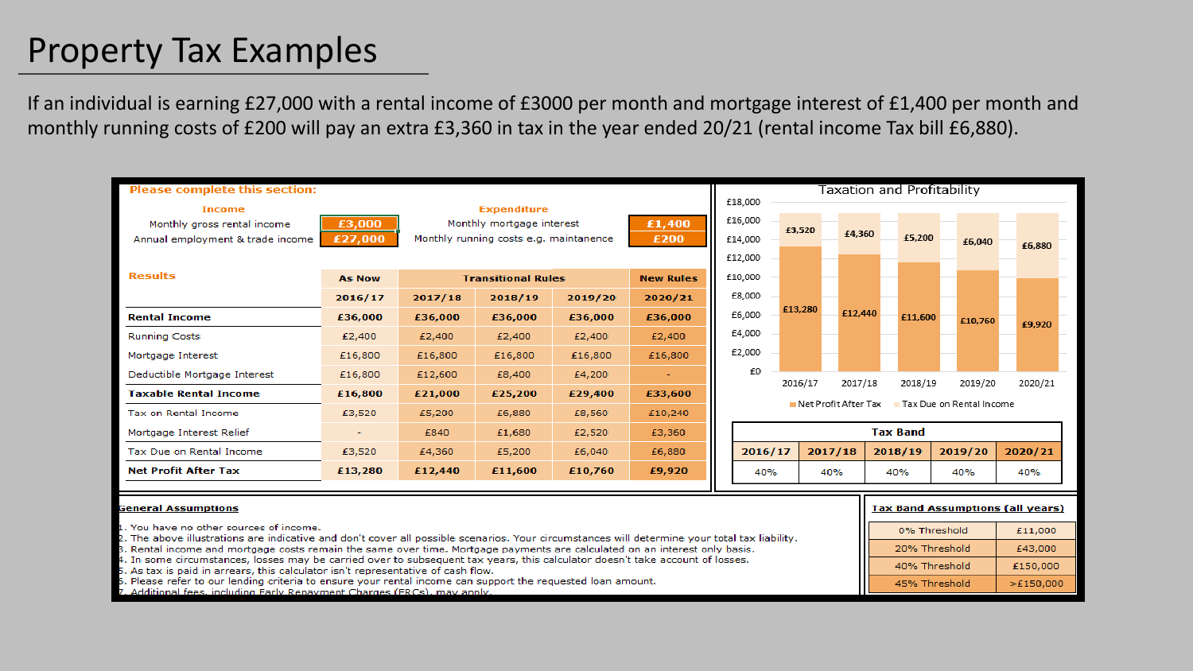# Property Tax Examples

If an individual is earning £27,000 with a rental income of £3000 per month and mortgage interest of £1,400 per month and monthly running costs of £200 will pay an extra £3,360 in tax in the year ended 20/21 (rental income Tax bill £6,880).

**Please complete this section:**

| Income | | Expenditure | |
|---|---|---|---|
| Monthly gross rental income | £3,000 | Monthly mortgage interest | £1,400 |
| Annual employment & trade income | £27,000 | Monthly running costs e.g. maintanence | £200 |

**Results**

| | As Now | Transitional Rules | | | New Rules |
|---|---|---|---|---|---|
| | 2016/17 | 2017/18 | 2018/19 | 2019/20 | 2020/21 |
| **Rental Income** | £36,000 | £36,000 | £36,000 | £36,000 | £36,000 |
| Running Costs | £2,400 | £2,400 | £2,400 | £2,400 | £2,400 |
| Mortgage Interest | £16,800 | £16,800 | £16,800 | £16,800 | £16,800 |
| Deductible Mortgage Interest | £16,800 | £12,600 | £8,400 | £4,200 | - |
| **Taxable Rental Income** | £16,800 | £21,000 | £25,200 | £29,400 | £33,600 |
| Tax on Rental Income | £3,520 | £5,200 | £6,880 | £8,560 | £10,240 |
| Mortgage Interest Relief | - | £840 | £1,680 | £2,520 | £3,360 |
| Tax Due on Rental Income | £3,520 | £4,360 | £5,200 | £6,040 | £6,880 |
| **Net Profit After Tax** | £13,280 | £12,440 | £11,600 | £10,760 | £9,920 |

**Taxation and Profitability**

| | 2016/17 | 2017/18 | 2018/19 | 2019/20 | 2020/21 |
|---|---|---|---|---|---|
| Net Profit After Tax | £13,280 | £12,440 | £11,600 | £10,760 | £9,920 |
| Tax Due on Rental Income | £3,520 | £4,360 | £5,200 | £6,040 | £6,880 |

| Tax Band | | | | |
|---|---|---|---|---|
| 2016/17 | 2017/18 | 2018/19 | 2019/20 | 2020/21 |
| 40% | 40% | 40% | 40% | 40% |

**General Assumptions**

1. You have no other sources of income.
2. The above illustrations are indicative and don't cover all possible scenarios. Your circumstances will determine your total tax liability.
3. Rental income and mortgage costs remain the same over time. Mortgage payments are calculated on an interest only basis.
4. In some circumstances, losses may be carried over to subsequent tax years, this calculator doesn't take account of losses.
5. As tax is paid in arrears, this calculator isn't representative of cash flow.
6. Please refer to our lending criteria to ensure your rental income can support the requested loan amount.
7. Additional fees, including Early Repayment Charges (ERCs), may apply.

**Tax Band Assumptions (all years)**

| Threshold | Amount |
|---|---|
| 0% Threshold | £11,000 |
| 20% Threshold | £43,000 |
| 40% Threshold | £150,000 |
| 45% Threshold | >£150,000 |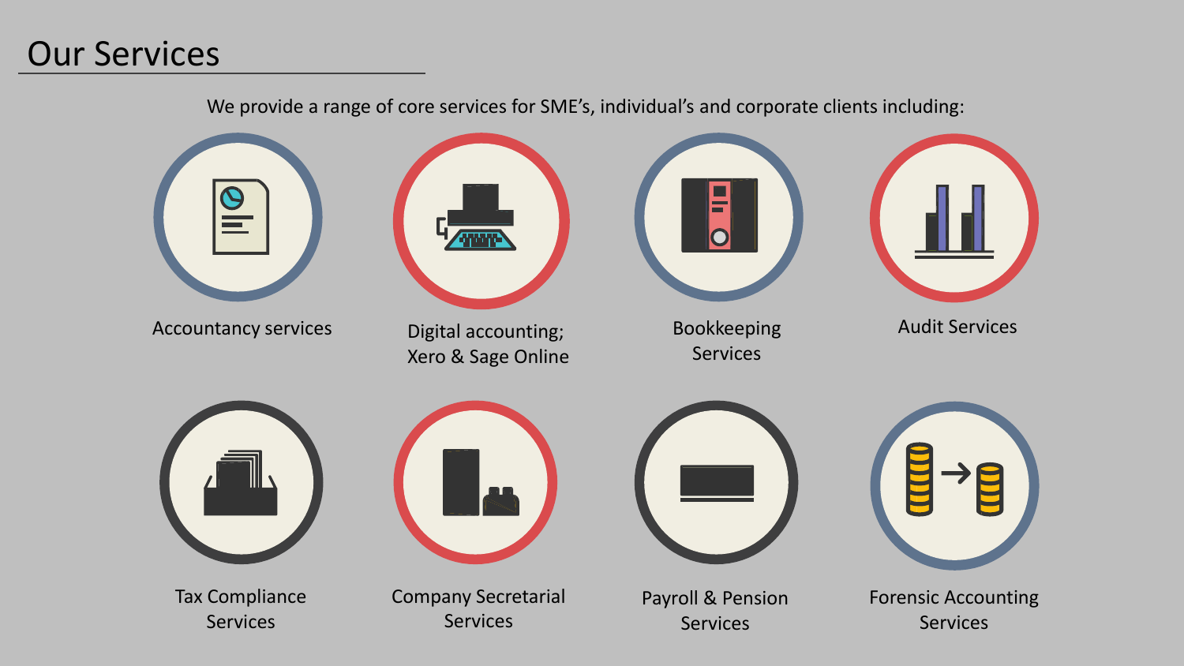# Our Services

We provide a range of core services for SME's, individual's and corporate clients including:

- Accountancy services
- Digital accounting; Xero & Sage Online
- Bookkeeping Services
- Audit Services
- Tax Compliance Services
- Company Secretarial Services
- Payroll & Pension Services
- Forensic Accounting Services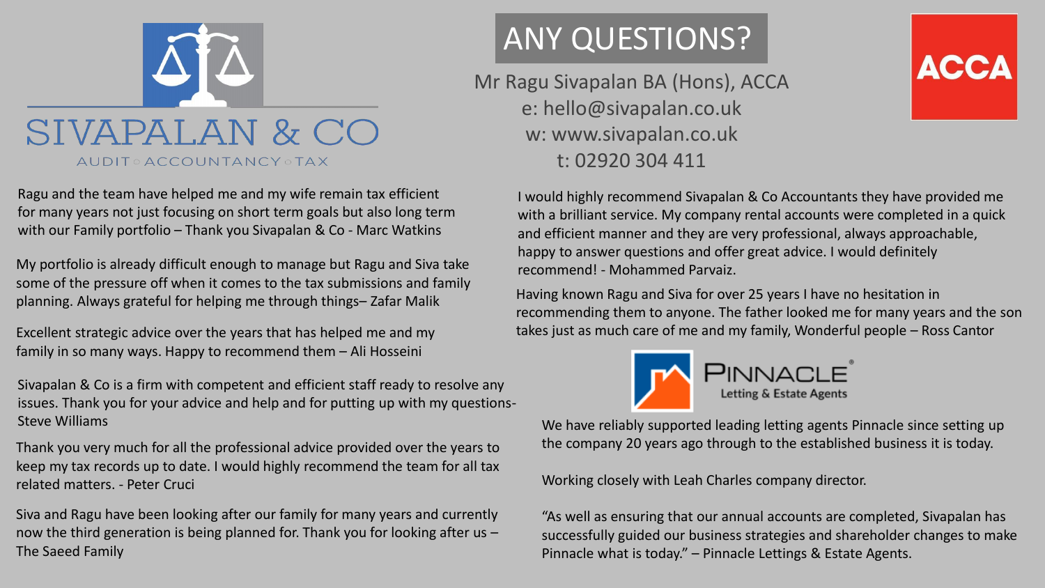SIVAPALAN & CO

AUDIT ◦ ACCOUNTANCY ◦ TAX

# ANY QUESTIONS?

Mr Ragu Sivapalan BA (Hons), ACCA

e: hello@sivapalan.co.uk

w: www.sivapalan.co.uk

t: 02920 304 411

ACCA

Ragu and the team have helped me and my wife remain tax efficient for many years not just focusing on short term goals but also long term with our Family portfolio – Thank you Sivapalan & Co - Marc Watkins

My portfolio is already difficult enough to manage but Ragu and Siva take some of the pressure off when it comes to the tax submissions and family planning. Always grateful for helping me through things– Zafar Malik

Excellent strategic advice over the years that has helped me and my family in so many ways. Happy to recommend them – Ali Hosseini

Sivapalan & Co is a firm with competent and efficient staff ready to resolve any issues. Thank you for your advice and help and for putting up with my questions- Steve Williams

Thank you very much for all the professional advice provided over the years to keep my tax records up to date. I would highly recommend the team for all tax related matters. - Peter Cruci

Siva and Ragu have been looking after our family for many years and currently now the third generation is being planned for. Thank you for looking after us – The Saeed Family

I would highly recommend Sivapalan & Co Accountants they have provided me with a brilliant service. My company rental accounts were completed in a quick and efficient manner and they are very professional, always approachable, happy to answer questions and offer great advice. I would definitely recommend! - Mohammed Parvaiz.

Having known Ragu and Siva for over 25 years I have no hesitation in recommending them to anyone. The father looked me for many years and the son takes just as much care of me and my family, Wonderful people – Ross Cantor

PINNACLE®
Letting & Estate Agents

We have reliably supported leading letting agents Pinnacle since setting up the company 20 years ago through to the established business it is today.

Working closely with Leah Charles company director.

"As well as ensuring that our annual accounts are completed, Sivapalan has successfully guided our business strategies and shareholder changes to make Pinnacle what is today." – Pinnacle Lettings & Estate Agents.